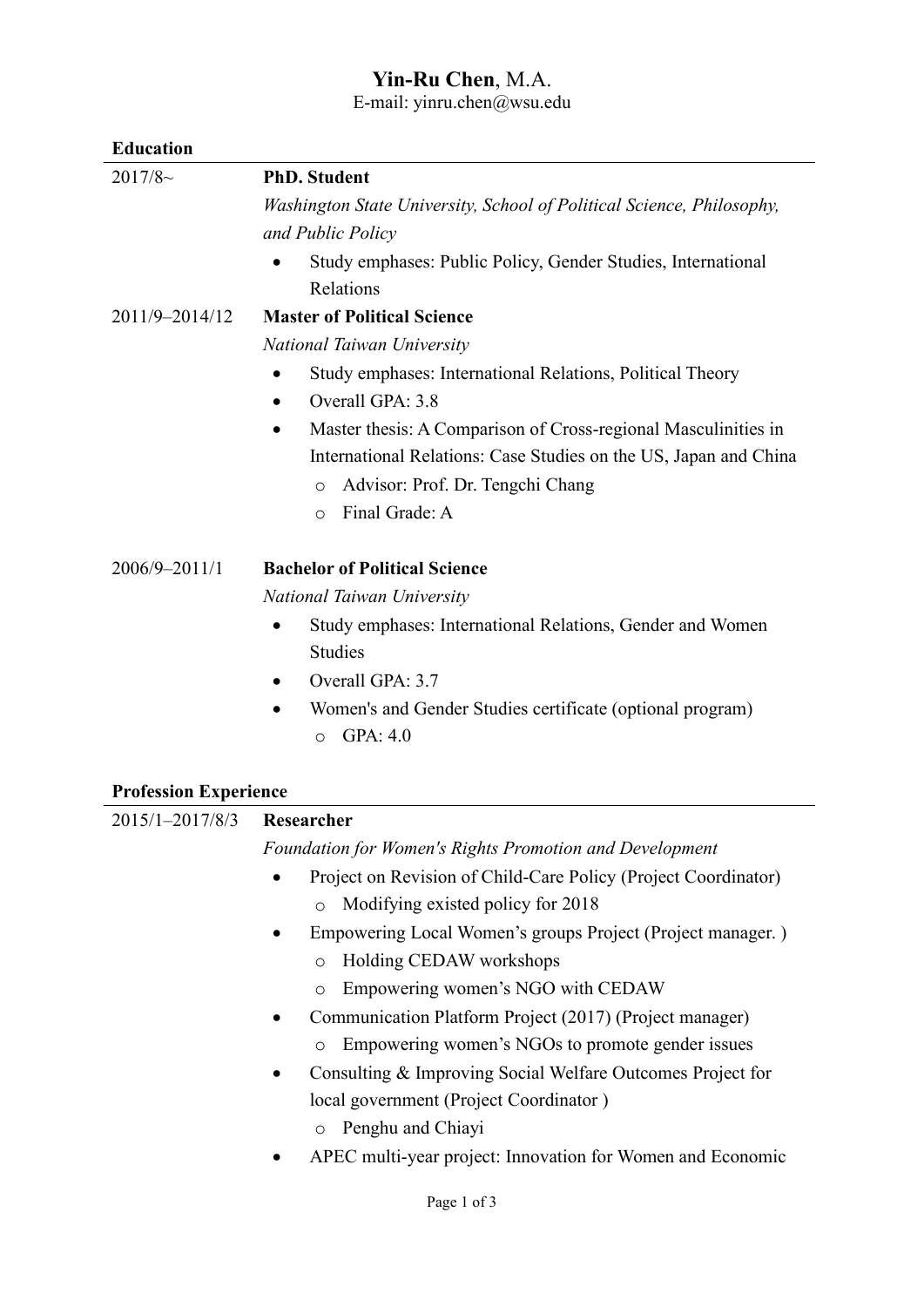# **Yin-Ru Chen**, M.A.

E-mail: yinru.chen@wsu.edu

## Education

2017/8~ **PhD. Student**

*Washington State University, School of Political Science, Philosophy, and Public Policy*

- Study emphases: Public Policy, Gender Studies, International Relations

2011/9–2014/12 **Master of Political Science**

*National Taiwan University*

- Study emphases: International Relations, Political Theory
- Overall GPA: 3.8
- Master thesis: A Comparison of Cross-regional Masculinities in International Relations: Case Studies on the US, Japan and China
  - Advisor: Prof. Dr. Tengchi Chang
  - Final Grade: A

2006/9–2011/1 **Bachelor of Political Science**

*National Taiwan University*

- Study emphases: International Relations, Gender and Women Studies
- Overall GPA: 3.7
- Women's and Gender Studies certificate (optional program)
  - GPA: 4.0

## Profession Experience

2015/1–2017/8/3 **Researcher**

*Foundation for Women's Rights Promotion and Development*

- Project on Revision of Child-Care Policy (Project Coordinator)
  - Modifying existed policy for 2018
- Empowering Local Women's groups Project (Project manager. )
  - Holding CEDAW workshops
  - Empowering women's NGO with CEDAW
- Communication Platform Project (2017) (Project manager)
  - Empowering women's NGOs to promote gender issues
- Consulting & Improving Social Welfare Outcomes Project for local government (Project Coordinator )
  - Penghu and Chiayi
- APEC multi-year project: Innovation for Women and Economic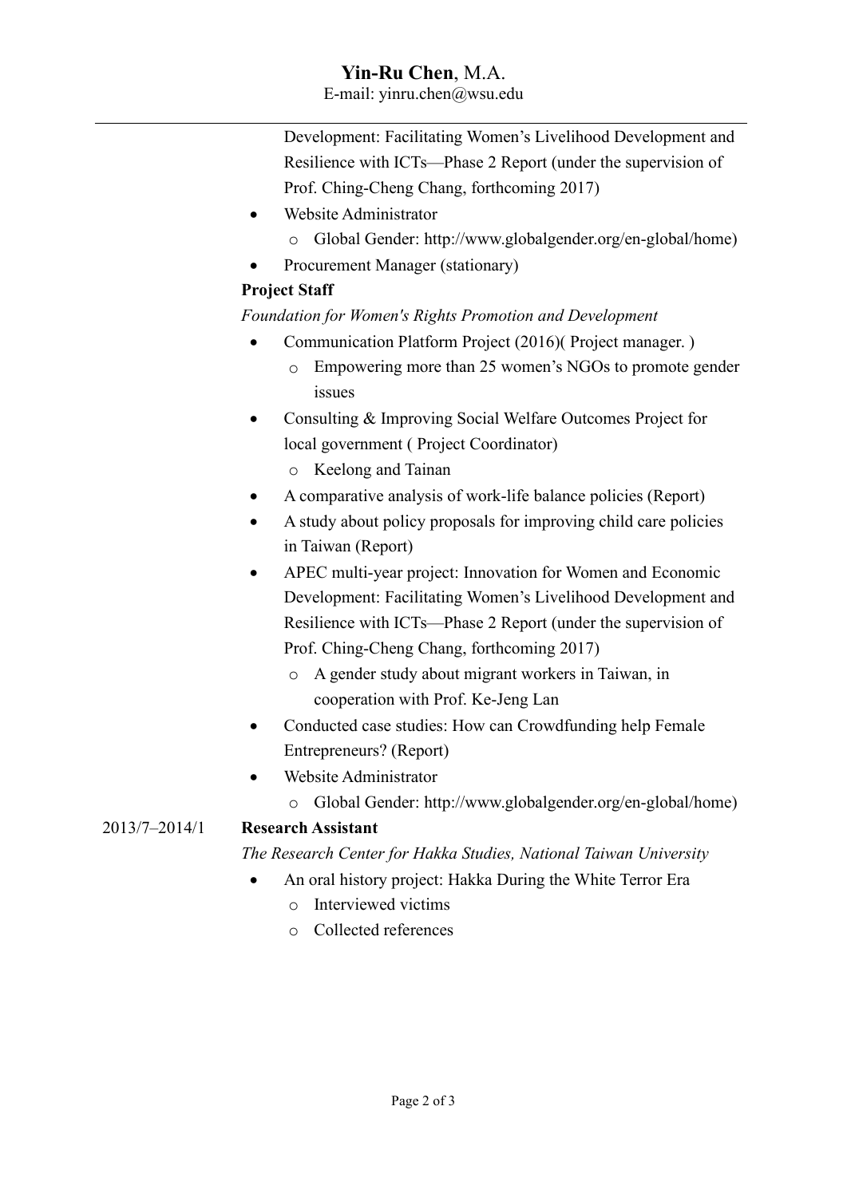Development: Facilitating Women's Livelihood Development and Resilience with ICTs—Phase 2 Report (under the supervision of Prof. Ching-Cheng Chang, forthcoming 2017)

- Website Administrator
  - Global Gender: http://www.globalgender.org/en-global/home)
- Procurement Manager (stationary)

**Project Staff**

*Foundation for Women's Rights Promotion and Development*

- Communication Platform Project (2016)( Project manager. )
  - Empowering more than 25 women's NGOs to promote gender issues
- Consulting & Improving Social Welfare Outcomes Project for local government ( Project Coordinator)
  - Keelong and Tainan
- A comparative analysis of work-life balance policies (Report)
- A study about policy proposals for improving child care policies in Taiwan (Report)
- APEC multi-year project: Innovation for Women and Economic Development: Facilitating Women's Livelihood Development and Resilience with ICTs—Phase 2 Report (under the supervision of Prof. Ching-Cheng Chang, forthcoming 2017)
  - A gender study about migrant workers in Taiwan, in cooperation with Prof. Ke-Jeng Lan
- Conducted case studies: How can Crowdfunding help Female Entrepreneurs? (Report)
- Website Administrator
  - Global Gender: http://www.globalgender.org/en-global/home)

2013/7–2014/1 **Research Assistant**

*The Research Center for Hakka Studies, National Taiwan University*

- An oral history project: Hakka During the White Terror Era
  - Interviewed victims
  - Collected references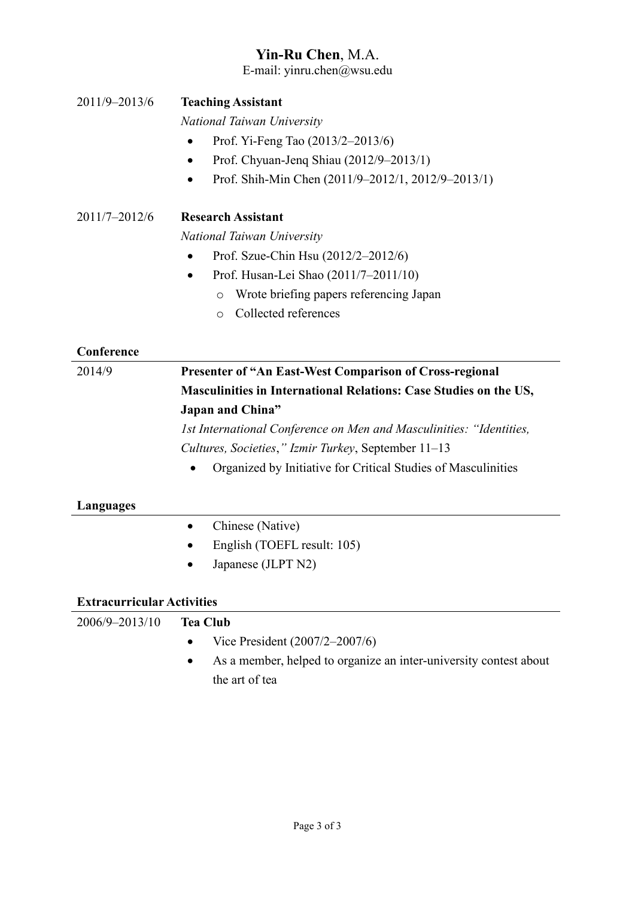# **Yin-Ru Chen**, M.A.

E-mail: yinru.chen@wsu.edu

2011/9–2013/6 **Teaching Assistant**

*National Taiwan University*

- Prof. Yi-Feng Tao (2013/2–2013/6)
- Prof. Chyuan-Jenq Shiau (2012/9–2013/1)
- Prof. Shih-Min Chen (2011/9–2012/1, 2012/9–2013/1)

2011/7–2012/6 **Research Assistant**

*National Taiwan University*

- Prof. Szue-Chin Hsu (2012/2–2012/6)
- Prof. Husan-Lei Shao (2011/7–2011/10)
  - Wrote briefing papers referencing Japan
  - Collected references

## Conference

2014/9 **Presenter of "An East-West Comparison of Cross-regional Masculinities in International Relations: Case Studies on the US, Japan and China"**

*1st International Conference on Men and Masculinities: "Identities, Cultures, Societies," Izmir Turkey*, September 11–13

- Organized by Initiative for Critical Studies of Masculinities

## Languages

- Chinese (Native)
- English (TOEFL result: 105)
- Japanese (JLPT N2)

## Extracurricular Activities

2006/9–2013/10 **Tea Club**

- Vice President (2007/2–2007/6)
- As a member, helped to organize an inter-university contest about the art of tea